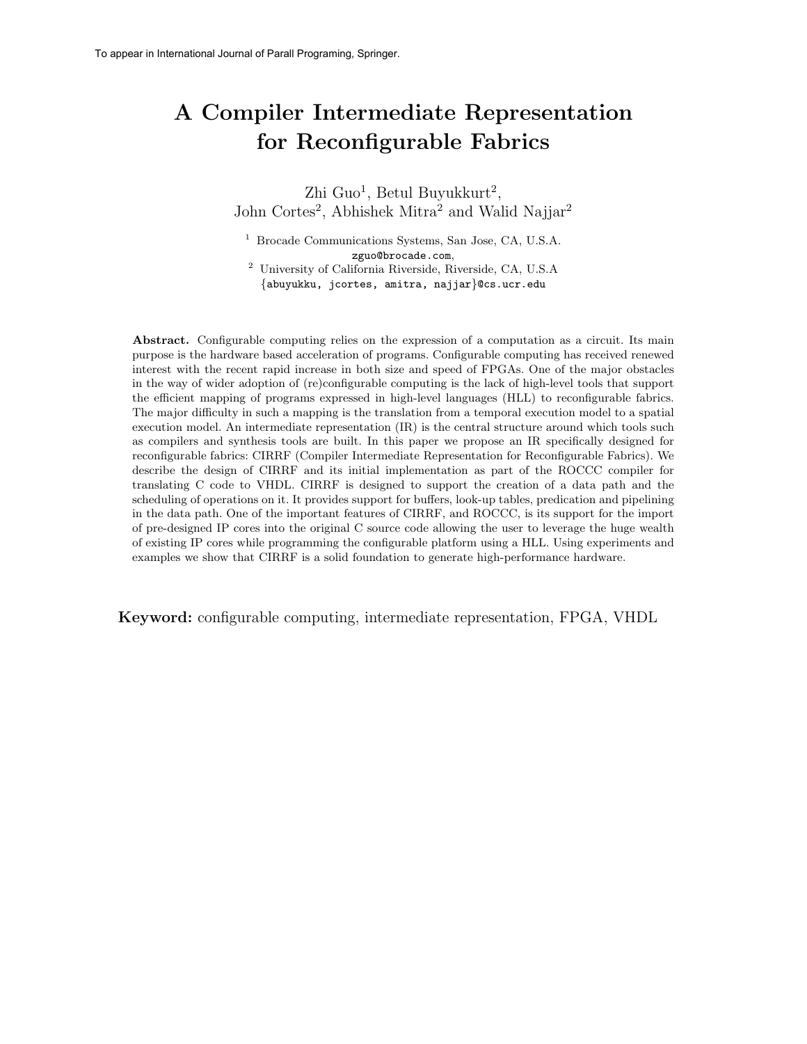To appear in International Journal of Parall Programing, Springer.

# A Compiler Intermediate Representation for Reconfigurable Fabrics

Zhi Guo[1], Betul Buyukkurt[2], John Cortes[2], Abhishek Mitra[2] and Walid Najjar[2]

[1] Brocade Communications Systems, San Jose, CA, U.S.A. zguo@brocade.com,
[2] University of California Riverside, Riverside, CA, U.S.A {abuyukku, jcortes, amitra, najjar}@cs.ucr.edu

**Abstract.** Configurable computing relies on the expression of a computation as a circuit. Its main purpose is the hardware based acceleration of programs. Configurable computing has received renewed interest with the recent rapid increase in both size and speed of FPGAs. One of the major obstacles in the way of wider adoption of (re)configurable computing is the lack of high-level tools that support the efficient mapping of programs expressed in high-level languages (HLL) to reconfigurable fabrics. The major difficulty in such a mapping is the translation from a temporal execution model to a spatial execution model. An intermediate representation (IR) is the central structure around which tools such as compilers and synthesis tools are built. In this paper we propose an IR specifically designed for reconfigurable fabrics: CIRRF (Compiler Intermediate Representation for Reconfigurable Fabrics). We describe the design of CIRRF and its initial implementation as part of the ROCCC compiler for translating C code to VHDL. CIRRF is designed to support the creation of a data path and the scheduling of operations on it. It provides support for buffers, look-up tables, predication and pipelining in the data path. One of the important features of CIRRF, and ROCCC, is its support for the import of pre-designed IP cores into the original C source code allowing the user to leverage the huge wealth of existing IP cores while programming the configurable platform using a HLL. Using experiments and examples we show that CIRRF is a solid foundation to generate high-performance hardware.

**Keyword:** configurable computing, intermediate representation, FPGA, VHDL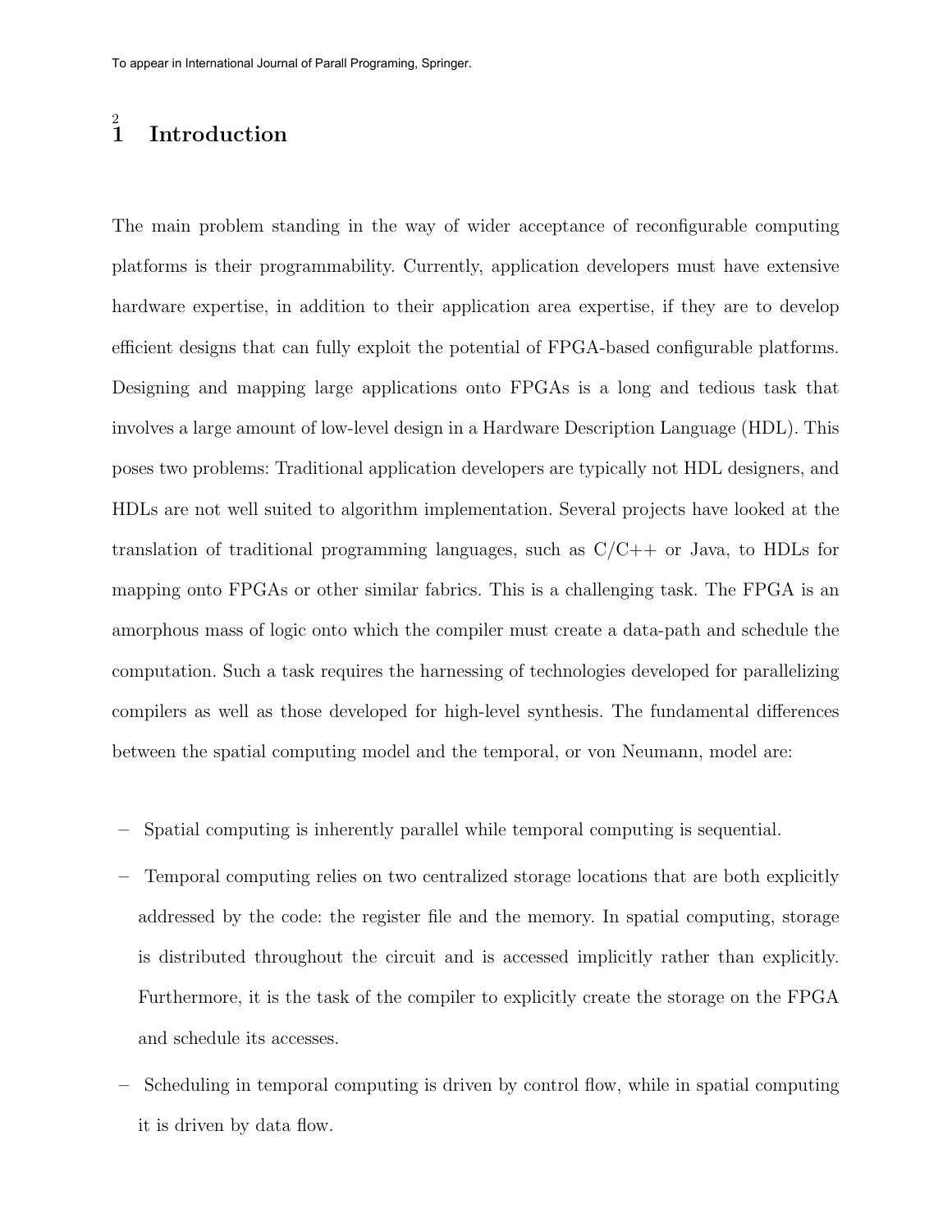# 1 Introduction

The main problem standing in the way of wider acceptance of reconfigurable computing platforms is their programmability. Currently, application developers must have extensive hardware expertise, in addition to their application area expertise, if they are to develop efficient designs that can fully exploit the potential of FPGA-based configurable platforms. Designing and mapping large applications onto FPGAs is a long and tedious task that involves a large amount of low-level design in a Hardware Description Language (HDL). This poses two problems: Traditional application developers are typically not HDL designers, and HDLs are not well suited to algorithm implementation. Several projects have looked at the translation of traditional programming languages, such as C/C++ or Java, to HDLs for mapping onto FPGAs or other similar fabrics. This is a challenging task. The FPGA is an amorphous mass of logic onto which the compiler must create a data-path and schedule the computation. Such a task requires the harnessing of technologies developed for parallelizing compilers as well as those developed for high-level synthesis. The fundamental differences between the spatial computing model and the temporal, or von Neumann, model are:

- Spatial computing is inherently parallel while temporal computing is sequential.
- Temporal computing relies on two centralized storage locations that are both explicitly addressed by the code: the register file and the memory. In spatial computing, storage is distributed throughout the circuit and is accessed implicitly rather than explicitly. Furthermore, it is the task of the compiler to explicitly create the storage on the FPGA and schedule its accesses.
- Scheduling in temporal computing is driven by control flow, while in spatial computing it is driven by data flow.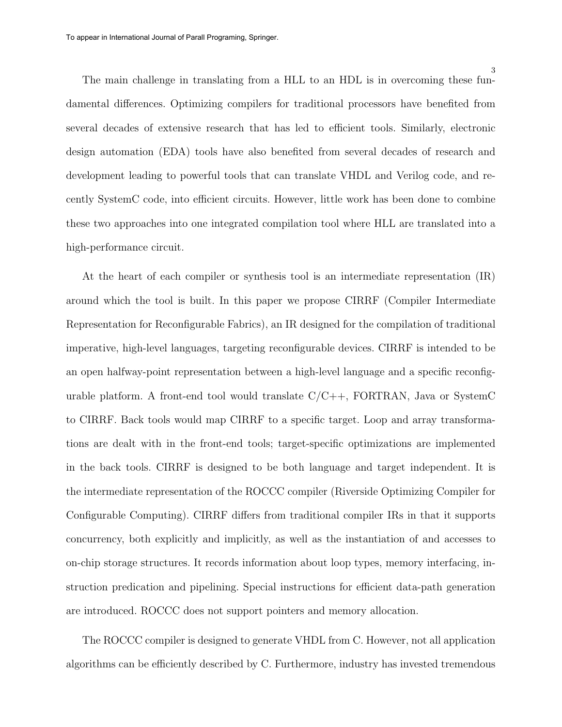The main challenge in translating from a HLL to an HDL is in overcoming these fundamental differences. Optimizing compilers for traditional processors have benefited from several decades of extensive research that has led to efficient tools. Similarly, electronic design automation (EDA) tools have also benefited from several decades of research and development leading to powerful tools that can translate VHDL and Verilog code, and recently SystemC code, into efficient circuits. However, little work has been done to combine these two approaches into one integrated compilation tool where HLL are translated into a high-performance circuit.

At the heart of each compiler or synthesis tool is an intermediate representation (IR) around which the tool is built. In this paper we propose CIRRF (Compiler Intermediate Representation for Reconfigurable Fabrics), an IR designed for the compilation of traditional imperative, high-level languages, targeting reconfigurable devices. CIRRF is intended to be an open halfway-point representation between a high-level language and a specific reconfigurable platform. A front-end tool would translate C/C++, FORTRAN, Java or SystemC to CIRRF. Back tools would map CIRRF to a specific target. Loop and array transformations are dealt with in the front-end tools; target-specific optimizations are implemented in the back tools. CIRRF is designed to be both language and target independent. It is the intermediate representation of the ROCCC compiler (Riverside Optimizing Compiler for Configurable Computing). CIRRF differs from traditional compiler IRs in that it supports concurrency, both explicitly and implicitly, as well as the instantiation of and accesses to on-chip storage structures. It records information about loop types, memory interfacing, instruction predication and pipelining. Special instructions for efficient data-path generation are introduced. ROCCC does not support pointers and memory allocation.

The ROCCC compiler is designed to generate VHDL from C. However, not all application algorithms can be efficiently described by C. Furthermore, industry has invested tremendous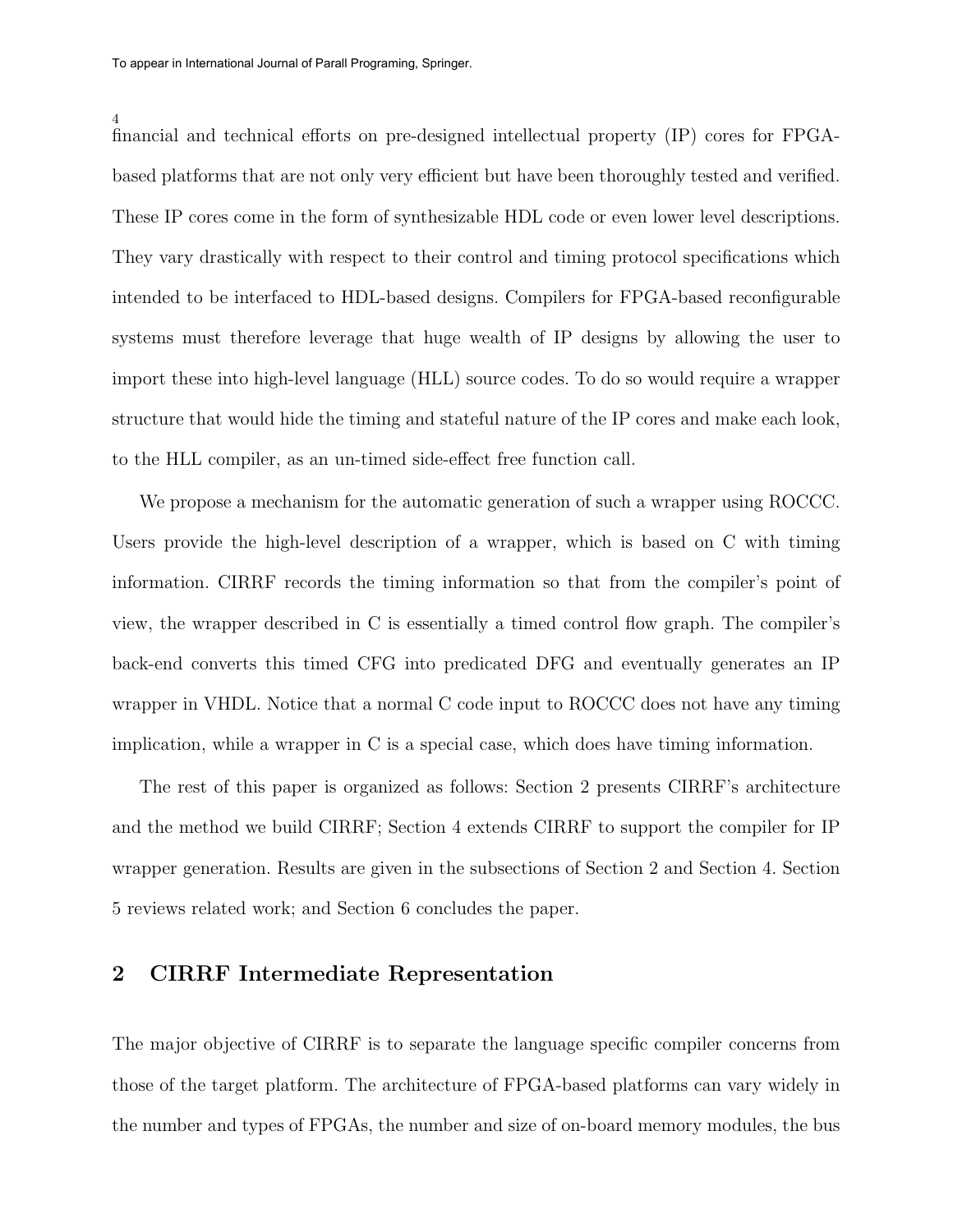financial and technical efforts on pre-designed intellectual property (IP) cores for FPGA-based platforms that are not only very efficient but have been thoroughly tested and verified. These IP cores come in the form of synthesizable HDL code or even lower level descriptions. They vary drastically with respect to their control and timing protocol specifications which intended to be interfaced to HDL-based designs. Compilers for FPGA-based reconfigurable systems must therefore leverage that huge wealth of IP designs by allowing the user to import these into high-level language (HLL) source codes. To do so would require a wrapper structure that would hide the timing and stateful nature of the IP cores and make each look, to the HLL compiler, as an un-timed side-effect free function call.

We propose a mechanism for the automatic generation of such a wrapper using ROCCC. Users provide the high-level description of a wrapper, which is based on C with timing information. CIRRF records the timing information so that from the compiler's point of view, the wrapper described in C is essentially a timed control flow graph. The compiler's back-end converts this timed CFG into predicated DFG and eventually generates an IP wrapper in VHDL. Notice that a normal C code input to ROCCC does not have any timing implication, while a wrapper in C is a special case, which does have timing information.

The rest of this paper is organized as follows: Section 2 presents CIRRF's architecture and the method we build CIRRF; Section 4 extends CIRRF to support the compiler for IP wrapper generation. Results are given in the subsections of Section 2 and Section 4. Section 5 reviews related work; and Section 6 concludes the paper.

## 2 CIRRF Intermediate Representation

The major objective of CIRRF is to separate the language specific compiler concerns from those of the target platform. The architecture of FPGA-based platforms can vary widely in the number and types of FPGAs, the number and size of on-board memory modules, the bus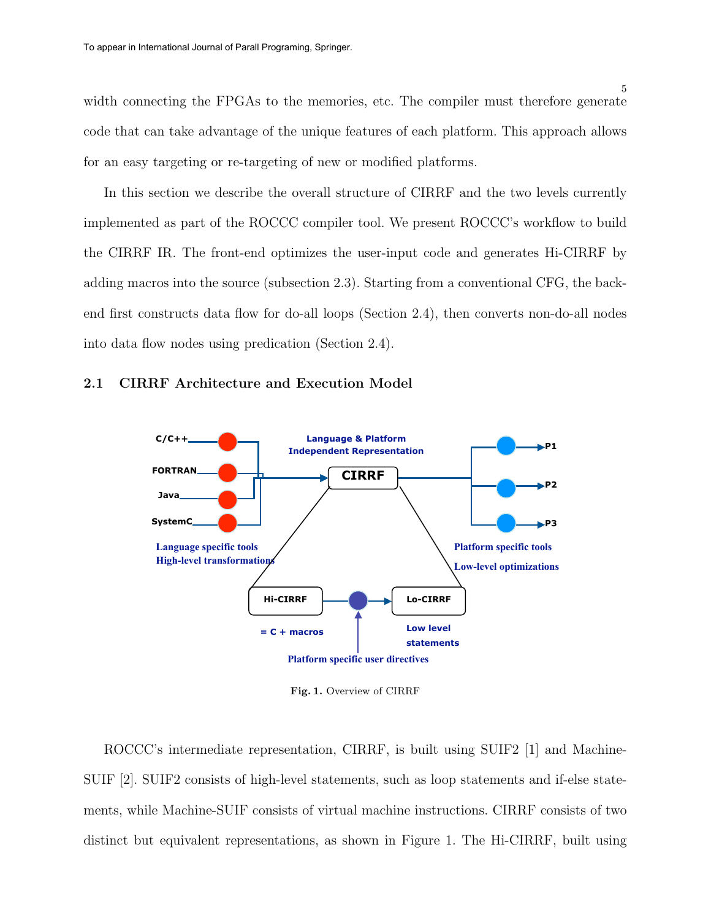width connecting the FPGAs to the memories, etc. The compiler must therefore generate code that can take advantage of the unique features of each platform. This approach allows for an easy targeting or re-targeting of new or modified platforms.

In this section we describe the overall structure of CIRRF and the two levels currently implemented as part of the ROCCC compiler tool. We present ROCCC's workflow to build the CIRRF IR. The front-end optimizes the user-input code and generates Hi-CIRRF by adding macros into the source (subsection 2.3). Starting from a conventional CFG, the back-end first constructs data flow for do-all loops (Section 2.4), then converts non-do-all nodes into data flow nodes using predication (Section 2.4).

## 2.1 CIRRF Architecture and Execution Model

**Fig. 1.** Overview of CIRRF

ROCCC's intermediate representation, CIRRF, is built using SUIF2 [1] and Machine-SUIF [2]. SUIF2 consists of high-level statements, such as loop statements and if-else statements, while Machine-SUIF consists of virtual machine instructions. CIRRF consists of two distinct but equivalent representations, as shown in Figure 1. The Hi-CIRRF, built using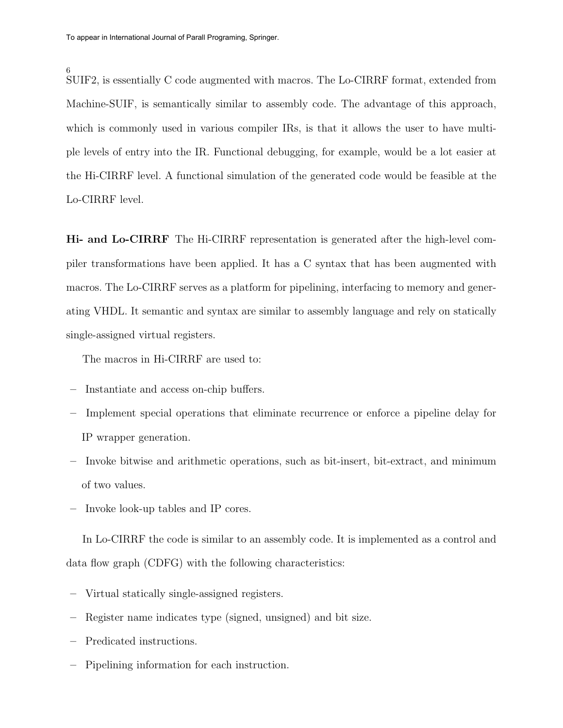SUIF2, is essentially C code augmented with macros. The Lo-CIRRF format, extended from Machine-SUIF, is semantically similar to assembly code. The advantage of this approach, which is commonly used in various compiler IRs, is that it allows the user to have multiple levels of entry into the IR. Functional debugging, for example, would be a lot easier at the Hi-CIRRF level. A functional simulation of the generated code would be feasible at the Lo-CIRRF level.

**Hi- and Lo-CIRRF** The Hi-CIRRF representation is generated after the high-level compiler transformations have been applied. It has a C syntax that has been augmented with macros. The Lo-CIRRF serves as a platform for pipelining, interfacing to memory and generating VHDL. It semantic and syntax are similar to assembly language and rely on statically single-assigned virtual registers.

The macros in Hi-CIRRF are used to:

- Instantiate and access on-chip buffers.
- Implement special operations that eliminate recurrence or enforce a pipeline delay for IP wrapper generation.
- Invoke bitwise and arithmetic operations, such as bit-insert, bit-extract, and minimum of two values.
- Invoke look-up tables and IP cores.

In Lo-CIRRF the code is similar to an assembly code. It is implemented as a control and data flow graph (CDFG) with the following characteristics:

- Virtual statically single-assigned registers.
- Register name indicates type (signed, unsigned) and bit size.
- Predicated instructions.
- Pipelining information for each instruction.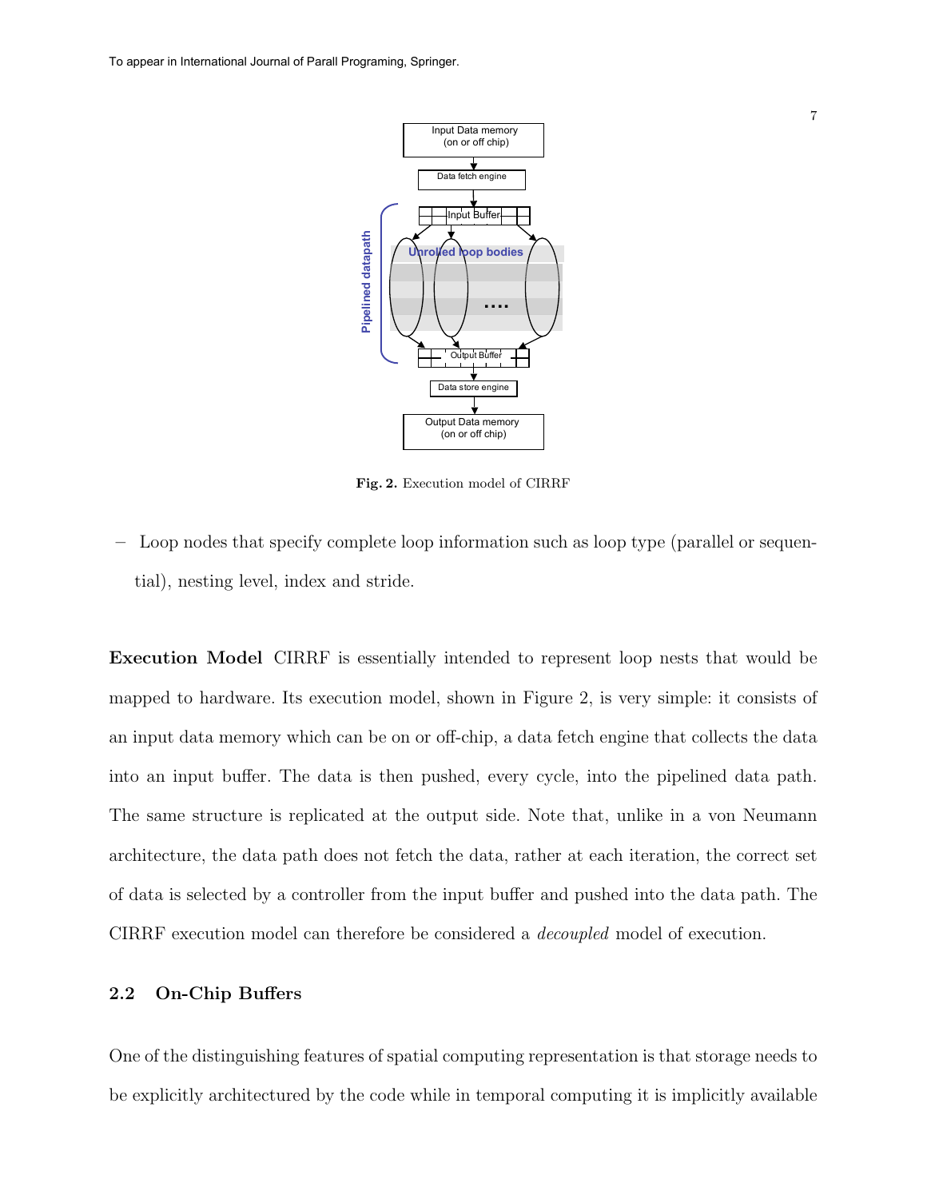Fig. 2. Execution model of CIRRF

– Loop nodes that specify complete loop information such as loop type (parallel or sequential), nesting level, index and stride.

**Execution Model** CIRRF is essentially intended to represent loop nests that would be mapped to hardware. Its execution model, shown in Figure 2, is very simple: it consists of an input data memory which can be on or off-chip, a data fetch engine that collects the data into an input buffer. The data is then pushed, every cycle, into the pipelined data path. The same structure is replicated at the output side. Note that, unlike in a von Neumann architecture, the data path does not fetch the data, rather at each iteration, the correct set of data is selected by a controller from the input buffer and pushed into the data path. The CIRRF execution model can therefore be considered a *decoupled* model of execution.

### 2.2 On-Chip Buffers

One of the distinguishing features of spatial computing representation is that storage needs to be explicitly architectured by the code while in temporal computing it is implicitly available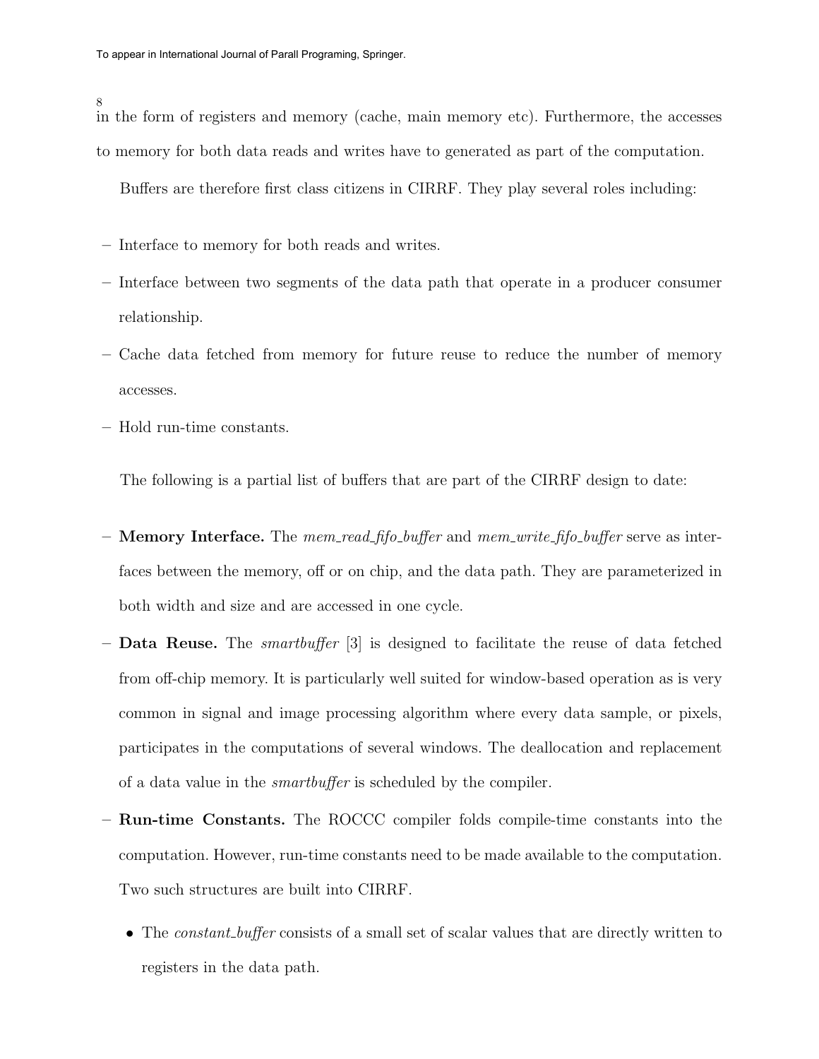in the form of registers and memory (cache, main memory etc). Furthermore, the accesses to memory for both data reads and writes have to generated as part of the computation.

Buffers are therefore first class citizens in CIRRF. They play several roles including:

- Interface to memory for both reads and writes.
- Interface between two segments of the data path that operate in a producer consumer relationship.
- Cache data fetched from memory for future reuse to reduce the number of memory accesses.
- Hold run-time constants.

The following is a partial list of buffers that are part of the CIRRF design to date:

- **Memory Interface.** The *mem_read_fifo_buffer* and *mem_write_fifo_buffer* serve as interfaces between the memory, off or on chip, and the data path. They are parameterized in both width and size and are accessed in one cycle.
- **Data Reuse.** The *smartbuffer* [3] is designed to facilitate the reuse of data fetched from off-chip memory. It is particularly well suited for window-based operation as is very common in signal and image processing algorithm where every data sample, or pixels, participates in the computations of several windows. The deallocation and replacement of a data value in the *smartbuffer* is scheduled by the compiler.
- **Run-time Constants.** The ROCCC compiler folds compile-time constants into the computation. However, run-time constants need to be made available to the computation. Two such structures are built into CIRRF.
  - The *constant_buffer* consists of a small set of scalar values that are directly written to registers in the data path.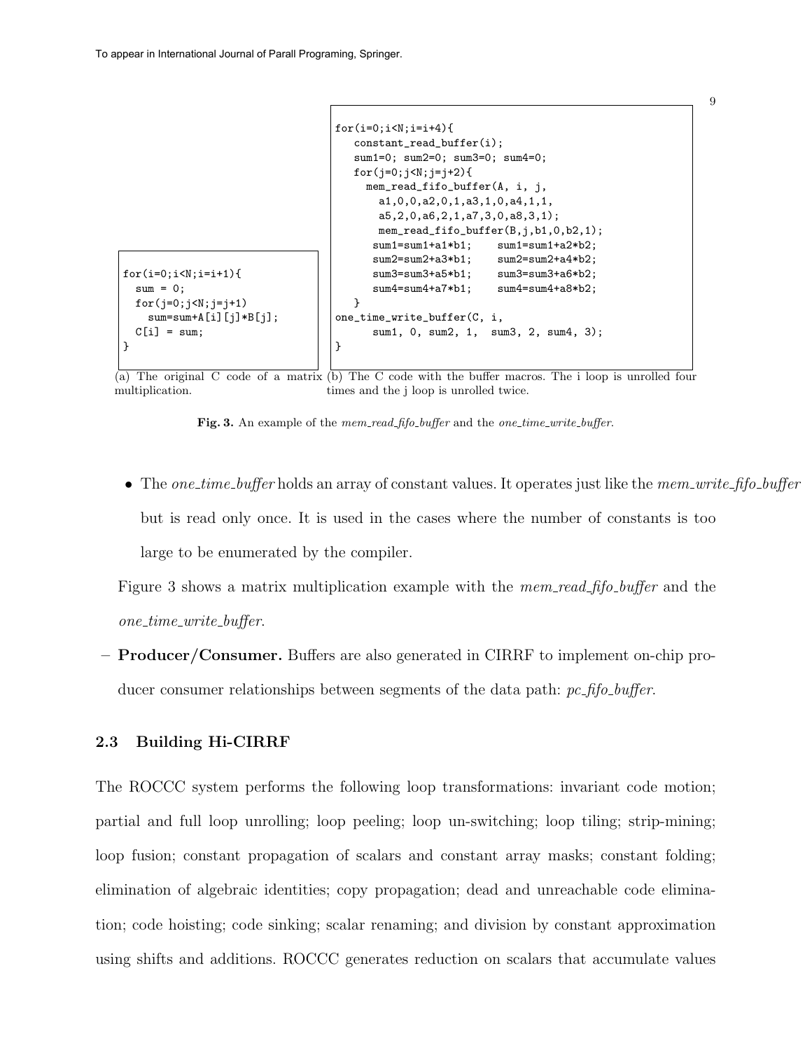```
for(i=0;i<N;i=i+1){
  sum = 0;
  for(j=0;j<N;j=j+1)
    sum=sum+A[i][j]*B[j];
  C[i] = sum;
}
```

(a) The original C code of a matrix multiplication.

```
for(i=0;i<N;i=i+4){
   constant_read_buffer(i);
   sum1=0; sum2=0; sum3=0; sum4=0;
   for(j=0;j<N;j=j+2){
     mem_read_fifo_buffer(A, i, j,
       a1,0,0,a2,0,1,a3,1,0,a4,1,1,
       a5,2,0,a6,2,1,a7,3,0,a8,3,1);
       mem_read_fifo_buffer(B,j,b1,0,b2,1);
      sum1=sum1+a1*b1;    sum1=sum1+a2*b2;
      sum2=sum2+a3*b1;    sum2=sum2+a4*b2;
      sum3=sum3+a5*b1;    sum3=sum3+a6*b2;
      sum4=sum4+a7*b1;    sum4=sum4+a8*b2;
   }
one_time_write_buffer(C, i,
      sum1, 0, sum2, 1,  sum3, 2, sum4, 3);
}
```

(b) The C code with the buffer macros. The i loop is unrolled four times and the j loop is unrolled twice.

**Fig. 3.** An example of the *mem_read_fifo_buffer* and the *one_time_write_buffer*.

- The *one_time_buffer* holds an array of constant values. It operates just like the *mem_write_fifo_buffer* but is read only once. It is used in the cases where the number of constants is too large to be enumerated by the compiler.

Figure 3 shows a matrix multiplication example with the *mem_read_fifo_buffer* and the *one_time_write_buffer*.

– **Producer/Consumer.** Buffers are also generated in CIRRF to implement on-chip producer consumer relationships between segments of the data path: *pc_fifo_buffer*.

### 2.3 Building Hi-CIRRF

The ROCCC system performs the following loop transformations: invariant code motion; partial and full loop unrolling; loop peeling; loop un-switching; loop tiling; strip-mining; loop fusion; constant propagation of scalars and constant array masks; constant folding; elimination of algebraic identities; copy propagation; dead and unreachable code elimination; code hoisting; code sinking; scalar renaming; and division by constant approximation using shifts and additions. ROCCC generates reduction on scalars that accumulate values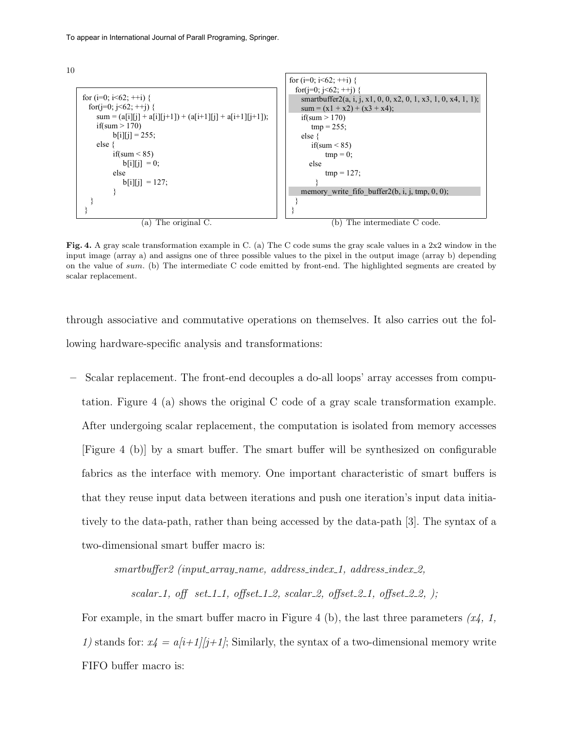```
for (i=0; i<62; ++i) {
  for(j=0; j<62; ++j) {
     sum = (a[i][j] + a[i][j+1]) + (a[i+1][j] + a[i+1][j+1]);
     if(sum > 170)
           b[i][j] = 255;
     else {
           if(sum < 85)
               b[i][j]  = 0;
           else
               b[i][j]  = 127;
           }
  }
}
```

(a) The original C.

```
for (i=0; i<62; ++i) {
  for(j=0; j<62; ++j) {
     smartbuffer2(a, i, j, x1, 0, 0, x2, 0, 1, x3, 1, 0, x4, 1, 1);
     sum = (x1 + x2) + (x3 + x4);
     if(sum > 170)
        tmp = 255;
     else {
        if(sum < 85)
            tmp = 0;
        else
            tmp = 127;
        }
     memory_write_fifo_buffer2(b, i, j, tmp, 0, 0);
  }
}
```

(b) The intermediate C code.

**Fig. 4.** A gray scale transformation example in C. (a) The C code sums the gray scale values in a 2x2 window in the input image (array a) and assigns one of three possible values to the pixel in the output image (array b) depending on the value of *sum*. (b) The intermediate C code emitted by front-end. The highlighted segments are created by scalar replacement.

through associative and commutative operations on themselves. It also carries out the following hardware-specific analysis and transformations:

– Scalar replacement. The front-end decouples a do-all loops' array accesses from computation. Figure 4 (a) shows the original C code of a gray scale transformation example. After undergoing scalar replacement, the computation is isolated from memory accesses [Figure 4 (b)] by a smart buffer. The smart buffer will be synthesized on configurable fabrics as the interface with memory. One important characteristic of smart buffers is that they reuse input data between iterations and push one iteration's input data initiatively to the data-path, rather than being accessed by the data-path [3]. The syntax of a two-dimensional smart buffer macro is:

  *smartbuffer2 (input_array_name, address_index_1, address_index_2,*

  *scalar_1, offset_1_1, offset_1_2, scalar_2, offset_2_1, offset_2_2, );*

  For example, in the smart buffer macro in Figure 4 (b), the last three parameters *(x4, 1, 1)* stands for: *x4 = a[i+1][j+1]*; Similarly, the syntax of a two-dimensional memory write FIFO buffer macro is: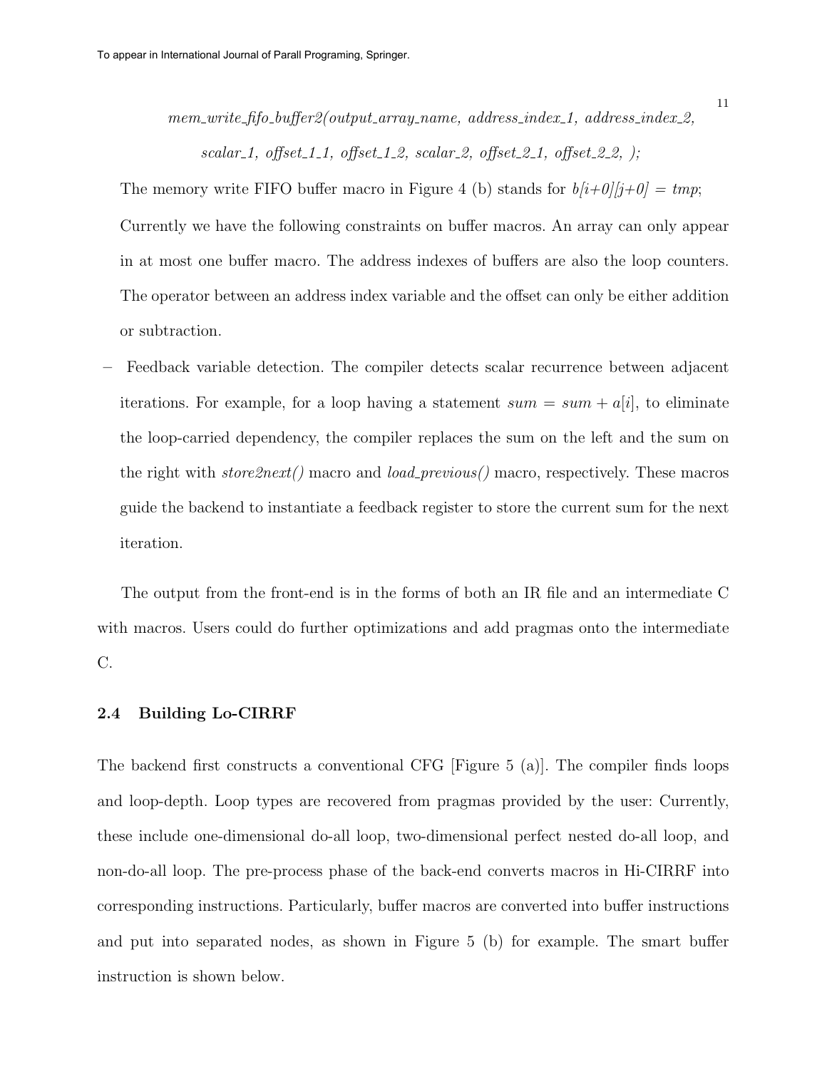*mem_write_fifo_buffer2(output_array_name, address_index_1, address_index_2, scalar_1, offset_1_1, offset_1_2, scalar_2, offset_2_1, offset_2_2, );*

The memory write FIFO buffer macro in Figure 4 (b) stands for *b[i+0][j+0] = tmp*;

Currently we have the following constraints on buffer macros. An array can only appear in at most one buffer macro. The address indexes of buffers are also the loop counters. The operator between an address index variable and the offset can only be either addition or subtraction.

– Feedback variable detection. The compiler detects scalar recurrence between adjacent iterations. For example, for a loop having a statement $sum = sum + a[i]$, to eliminate the loop-carried dependency, the compiler replaces the sum on the left and the sum on the right with *store2next()* macro and *load_previous()* macro, respectively. These macros guide the backend to instantiate a feedback register to store the current sum for the next iteration.

The output from the front-end is in the forms of both an IR file and an intermediate C with macros. Users could do further optimizations and add pragmas onto the intermediate C.

### 2.4 Building Lo-CIRRF

The backend first constructs a conventional CFG [Figure 5 (a)]. The compiler finds loops and loop-depth. Loop types are recovered from pragmas provided by the user: Currently, these include one-dimensional do-all loop, two-dimensional perfect nested do-all loop, and non-do-all loop. The pre-process phase of the back-end converts macros in Hi-CIRRF into corresponding instructions. Particularly, buffer macros are converted into buffer instructions and put into separated nodes, as shown in Figure 5 (b) for example. The smart buffer instruction is shown below.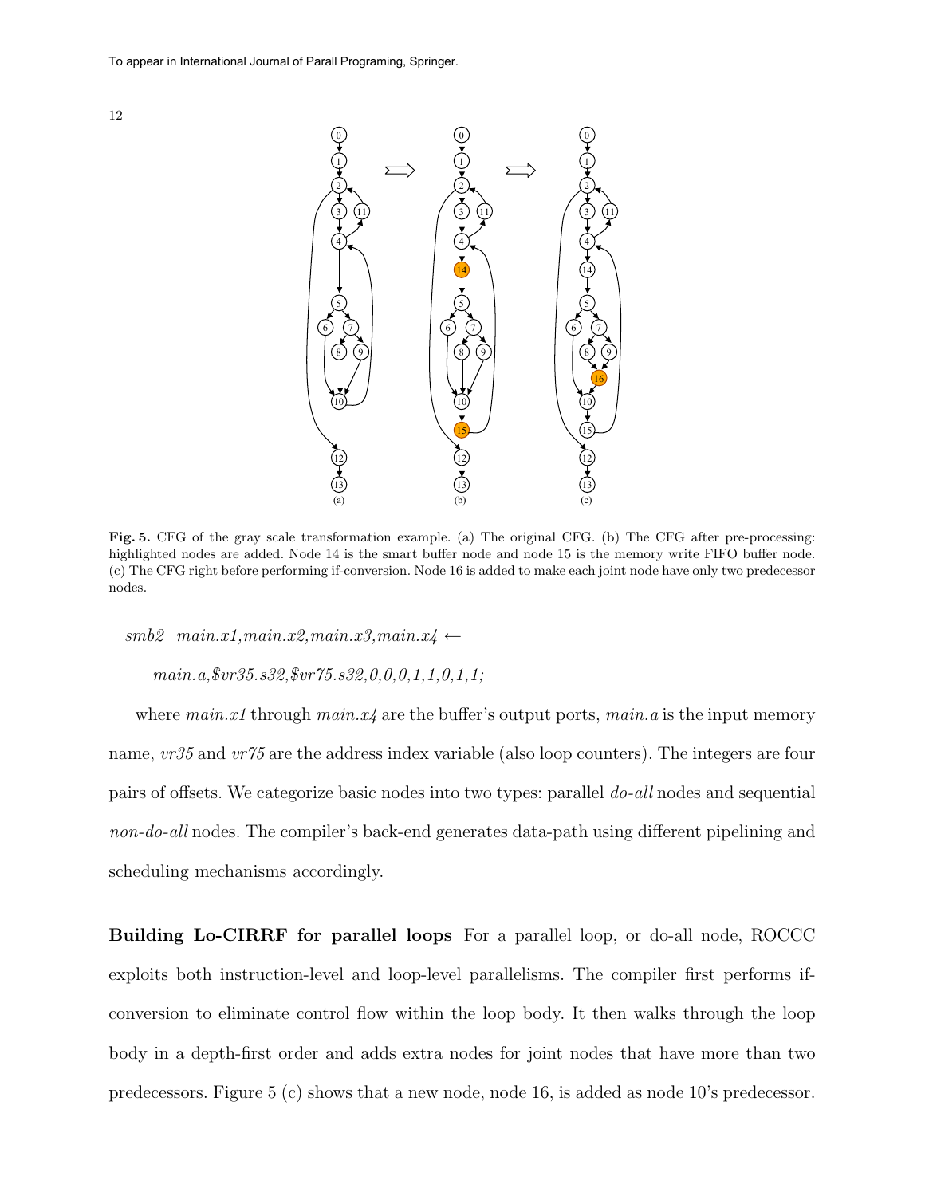Fig. 5. CFG of the gray scale transformation example. (a) The original CFG. (b) The CFG after pre-processing: highlighted nodes are added. Node 14 is the smart buffer node and node 15 is the memory write FIFO buffer node. (c) The CFG right before performing if-conversion. Node 16 is added to make each joint node have only two predecessor nodes.

*smb2 main.x1,main.x2,main.x3,main.x4* ←

*main.a,$vr35.s32,$vr75.s32,0,0,0,1,1,0,1,1;*

where *main.x1* through *main.x4* are the buffer's output ports, *main.a* is the input memory name, *vr35* and *vr75* are the address index variable (also loop counters). The integers are four pairs of offsets. We categorize basic nodes into two types: parallel *do-all* nodes and sequential *non-do-all* nodes. The compiler's back-end generates data-path using different pipelining and scheduling mechanisms accordingly.

**Building Lo-CIRRF for parallel loops** For a parallel loop, or do-all node, ROCCC exploits both instruction-level and loop-level parallelisms. The compiler first performs if-conversion to eliminate control flow within the loop body. It then walks through the loop body in a depth-first order and adds extra nodes for joint nodes that have more than two predecessors. Figure 5 (c) shows that a new node, node 16, is added as node 10's predecessor.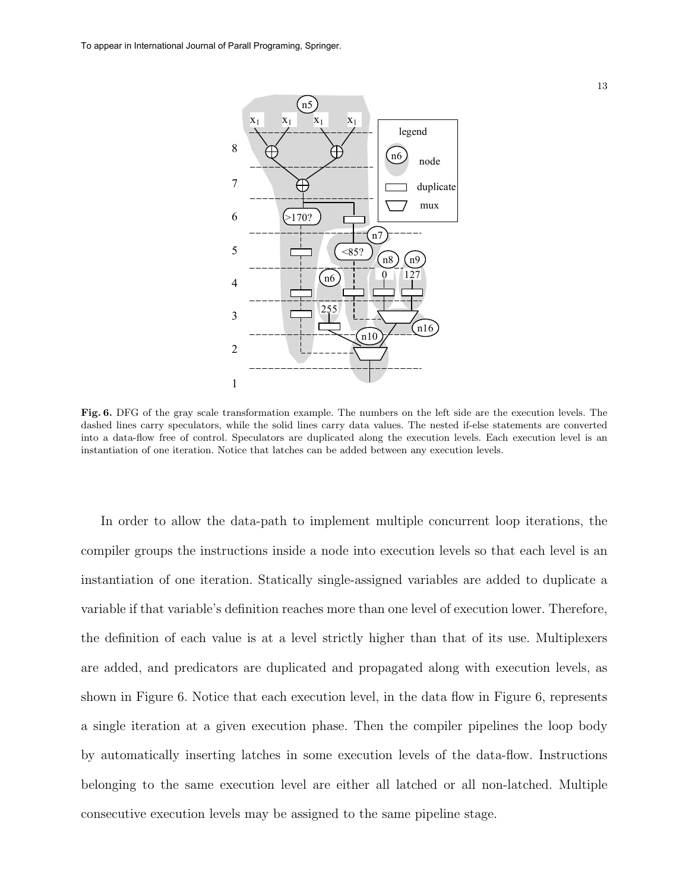**Fig. 6.** DFG of the gray scale transformation example. The numbers on the left side are the execution levels. The dashed lines carry speculators, while the solid lines carry data values. The nested if-else statements are converted into a data-flow free of control. Speculators are duplicated along the execution levels. Each execution level is an instantiation of one iteration. Notice that latches can be added between any execution levels.

In order to allow the data-path to implement multiple concurrent loop iterations, the compiler groups the instructions inside a node into execution levels so that each level is an instantiation of one iteration. Statically single-assigned variables are added to duplicate a variable if that variable's definition reaches more than one level of execution lower. Therefore, the definition of each value is at a level strictly higher than that of its use. Multiplexers are added, and predicators are duplicated and propagated along with execution levels, as shown in Figure 6. Notice that each execution level, in the data flow in Figure 6, represents a single iteration at a given execution phase. Then the compiler pipelines the loop body by automatically inserting latches in some execution levels of the data-flow. Instructions belonging to the same execution level are either all latched or all non-latched. Multiple consecutive execution levels may be assigned to the same pipeline stage.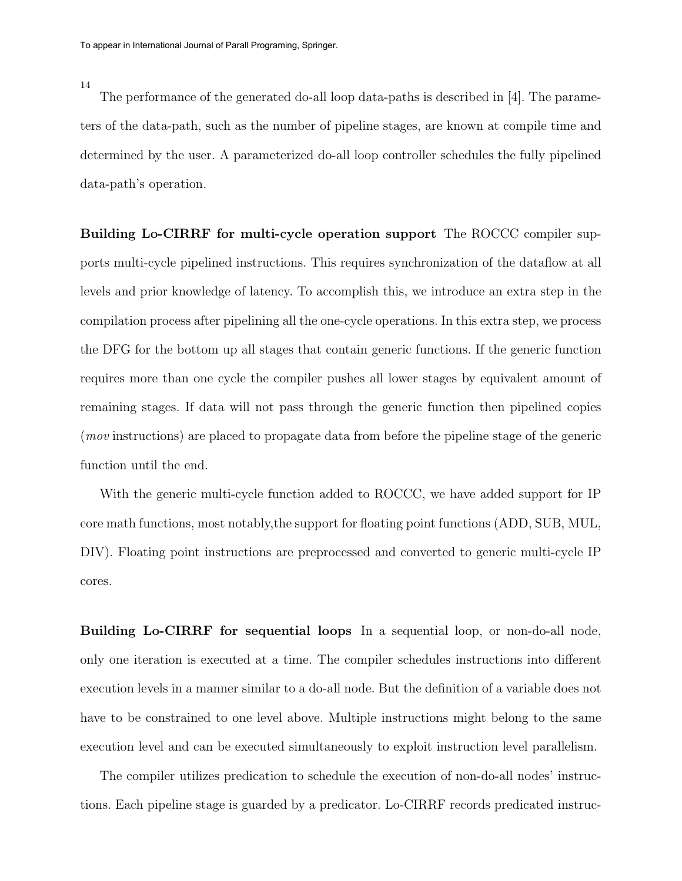The performance of the generated do-all loop data-paths is described in [4]. The parameters of the data-path, such as the number of pipeline stages, are known at compile time and determined by the user. A parameterized do-all loop controller schedules the fully pipelined data-path's operation.

**Building Lo-CIRRF for multi-cycle operation support** The ROCCC compiler supports multi-cycle pipelined instructions. This requires synchronization of the dataflow at all levels and prior knowledge of latency. To accomplish this, we introduce an extra step in the compilation process after pipelining all the one-cycle operations. In this extra step, we process the DFG for the bottom up all stages that contain generic functions. If the generic function requires more than one cycle the compiler pushes all lower stages by equivalent amount of remaining stages. If data will not pass through the generic function then pipelined copies (*mov* instructions) are placed to propagate data from before the pipeline stage of the generic function until the end.

With the generic multi-cycle function added to ROCCC, we have added support for IP core math functions, most notably,the support for floating point functions (ADD, SUB, MUL, DIV). Floating point instructions are preprocessed and converted to generic multi-cycle IP cores.

**Building Lo-CIRRF for sequential loops** In a sequential loop, or non-do-all node, only one iteration is executed at a time. The compiler schedules instructions into different execution levels in a manner similar to a do-all node. But the definition of a variable does not have to be constrained to one level above. Multiple instructions might belong to the same execution level and can be executed simultaneously to exploit instruction level parallelism.

The compiler utilizes predication to schedule the execution of non-do-all nodes' instructions. Each pipeline stage is guarded by a predicator. Lo-CIRRF records predicated instruc-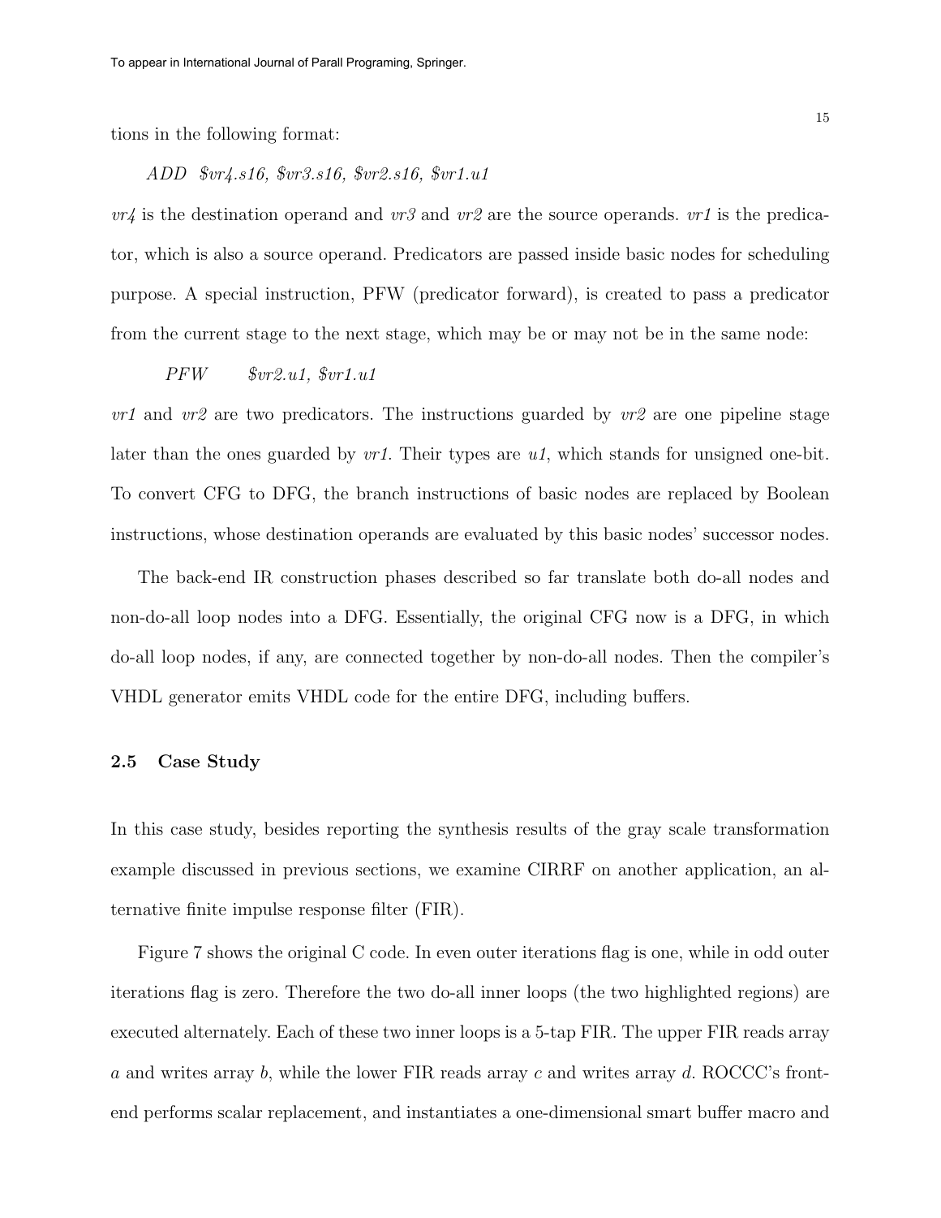tions in the following format:

*ADD $vr4.s16, $vr3.s16, $vr2.s16, $vr1.u1*

*vr4* is the destination operand and *vr3* and *vr2* are the source operands. *vr1* is the predicator, which is also a source operand. Predicators are passed inside basic nodes for scheduling purpose. A special instruction, PFW (predicator forward), is created to pass a predicator from the current stage to the next stage, which may be or may not be in the same node:

*PFW $vr2.u1, $vr1.u1*

*vr1* and *vr2* are two predicators. The instructions guarded by *vr2* are one pipeline stage later than the ones guarded by *vr1*. Their types are *u1*, which stands for unsigned one-bit. To convert CFG to DFG, the branch instructions of basic nodes are replaced by Boolean instructions, whose destination operands are evaluated by this basic nodes' successor nodes.

The back-end IR construction phases described so far translate both do-all nodes and non-do-all loop nodes into a DFG. Essentially, the original CFG now is a DFG, in which do-all loop nodes, if any, are connected together by non-do-all nodes. Then the compiler's VHDL generator emits VHDL code for the entire DFG, including buffers.

### 2.5 Case Study

In this case study, besides reporting the synthesis results of the gray scale transformation example discussed in previous sections, we examine CIRRF on another application, an alternative finite impulse response filter (FIR).

Figure 7 shows the original C code. In even outer iterations flag is one, while in odd outer iterations flag is zero. Therefore the two do-all inner loops (the two highlighted regions) are executed alternately. Each of these two inner loops is a 5-tap FIR. The upper FIR reads array *a* and writes array *b*, while the lower FIR reads array *c* and writes array *d*. ROCCC's front-end performs scalar replacement, and instantiates a one-dimensional smart buffer macro and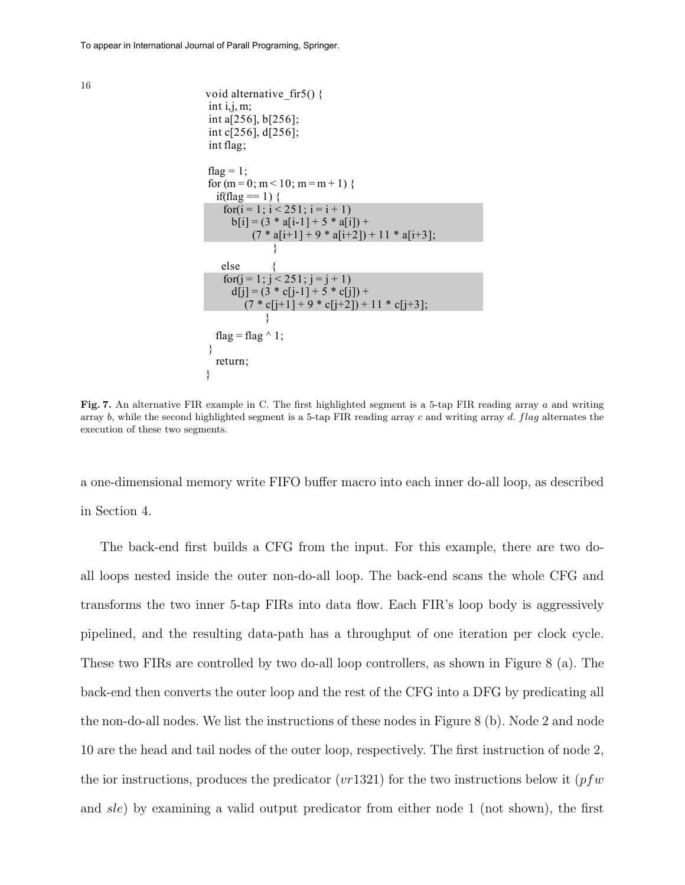```
void alternative_fir5() {
 int i,j, m;
 int a[256], b[256];
 int c[256], d[256];
 int flag;

 flag = 1;
 for (m = 0; m < 10; m = m + 1) {
   if(flag == 1) {
     for(i = 1; i < 251; i = i + 1)
       b[i] = (3 * a[i-1] + 5 * a[i]) +
              (7 * a[i+1] + 9 * a[i+2]) + 11 * a[i+3];
                  }
    else          {
     for(j = 1; j < 251; j = j + 1)
       d[j] = (3 * c[j-1] + 5 * c[j]) +
            (7 * c[j+1] + 9 * c[j+2]) + 11 * c[j+3];
                  }
   flag = flag ^ 1;
 }
   return;
}
```

**Fig. 7.** An alternative FIR example in C. The first highlighted segment is a 5-tap FIR reading array *a* and writing array *b*, while the second highlighted segment is a 5-tap FIR reading array *c* and writing array *d*. *flag* alternates the execution of these two segments.

a one-dimensional memory write FIFO buffer macro into each inner do-all loop, as described in Section 4.

The back-end first builds a CFG from the input. For this example, there are two do-all loops nested inside the outer non-do-all loop. The back-end scans the whole CFG and transforms the two inner 5-tap FIRs into data flow. Each FIR's loop body is aggressively pipelined, and the resulting data-path has a throughput of one iteration per clock cycle. These two FIRs are controlled by two do-all loop controllers, as shown in Figure 8 (a). The back-end then converts the outer loop and the rest of the CFG into a DFG by predicating all the non-do-all nodes. We list the instructions of these nodes in Figure 8 (b). Node 2 and node 10 are the head and tail nodes of the outer loop, respectively. The first instruction of node 2, the ior instructions, produces the predicator ($vr1321$) for the two instructions below it ($pfw$ and $sle$) by examining a valid output predicator from either node 1 (not shown), the first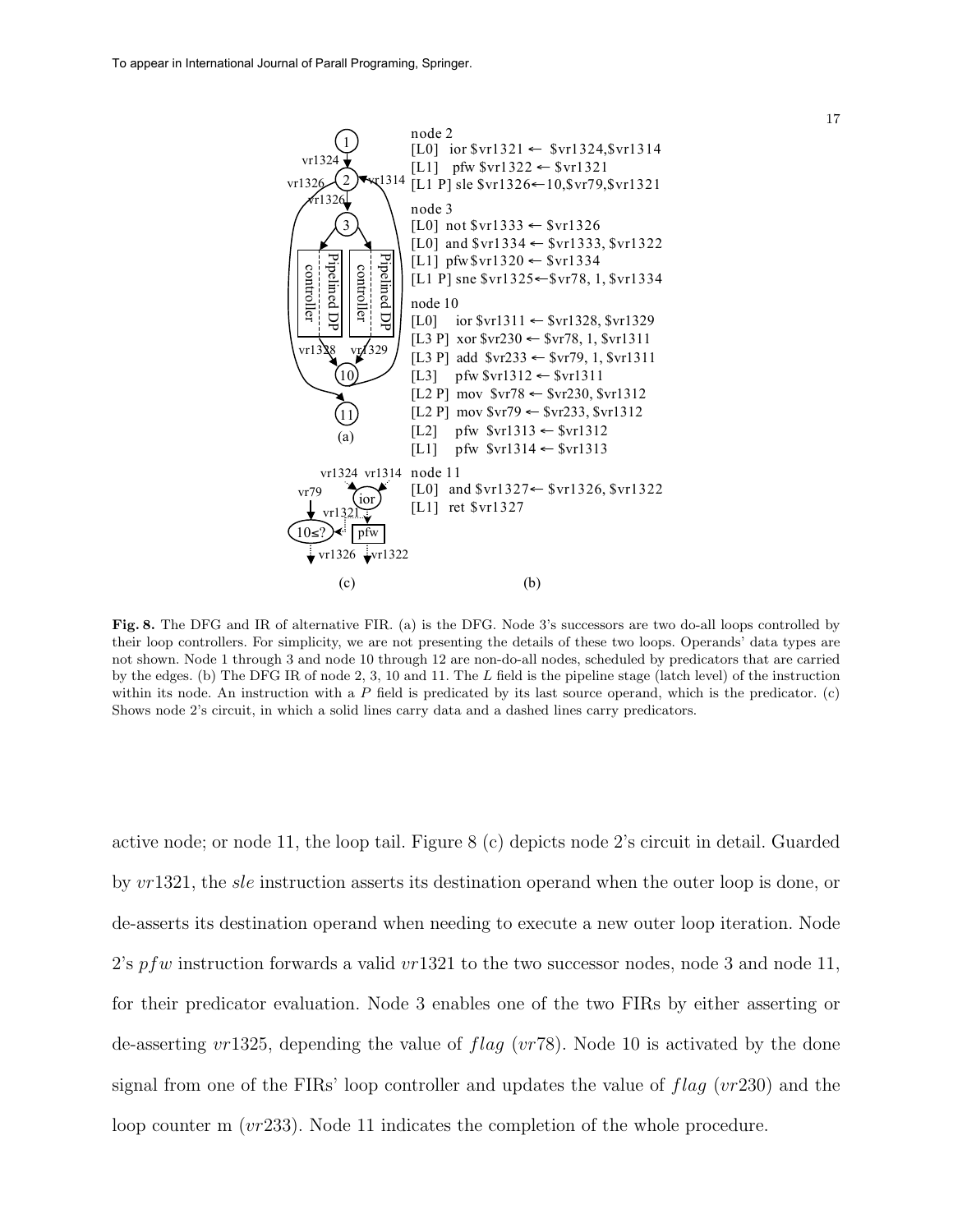node 2
```
[L0]   ior $vr1321 ← $vr1324,$vr1314
[L1]   pfw $vr1322 ← $vr1321
[L1 P] sle $vr1326←10,$vr79,$vr1321
```
node 3
```
[L0]   not $vr1333 ← $vr1326
[L0]   and $vr1334 ← $vr1333, $vr1322
[L1]   pfw $vr1320 ← $vr1334
[L1 P] sne $vr1325←$vr78, 1, $vr1334
```
node 10
```
[L0]   ior $vr1311 ← $vr1328, $vr1329
[L3 P] xor $vr230 ← $vr78, 1, $vr1311
[L3 P] add $vr233 ← $vr79, 1, $vr1311
[L3]   pfw $vr1312 ← $vr1311
[L2 P] mov $vr78 ← $vr230, $vr1312
[L2 P] mov $vr79 ← $vr233, $vr1312
[L2]   pfw $vr1313 ← $vr1312
[L1]   pfw $vr1314 ← $vr1313
```
node 11
```
[L0]   and $vr1327← $vr1326, $vr1322
[L1]   ret $vr1327
```

(a) (b) (c)

**Fig. 8.** The DFG and IR of alternative FIR. (a) is the DFG. Node 3's successors are two do-all loops controlled by their loop controllers. For simplicity, we are not presenting the details of these two loops. Operands' data types are not shown. Node 1 through 3 and node 10 through 12 are non-do-all nodes, scheduled by predicators that are carried by the edges. (b) The DFG IR of node 2, 3, 10 and 11. The *L* field is the pipeline stage (latch level) of the instruction within its node. An instruction with a *P* field is predicated by its last source operand, which is the predicator. (c) Shows node 2's circuit, in which a solid lines carry data and a dashed lines carry predicators.

active node; or node 11, the loop tail. Figure 8 (c) depicts node 2's circuit in detail. Guarded by $vr1321$, the *sle* instruction asserts its destination operand when the outer loop is done, or de-asserts its destination operand when needing to execute a new outer loop iteration. Node 2's $pfw$ instruction forwards a valid $vr1321$ to the two successor nodes, node 3 and node 11, for their predicator evaluation. Node 3 enables one of the two FIRs by either asserting or de-asserting $vr1325$, depending the value of $flag$ ($vr78$). Node 10 is activated by the done signal from one of the FIRs' loop controller and updates the value of $flag$ ($vr230$) and the loop counter m ($vr233$). Node 11 indicates the completion of the whole procedure.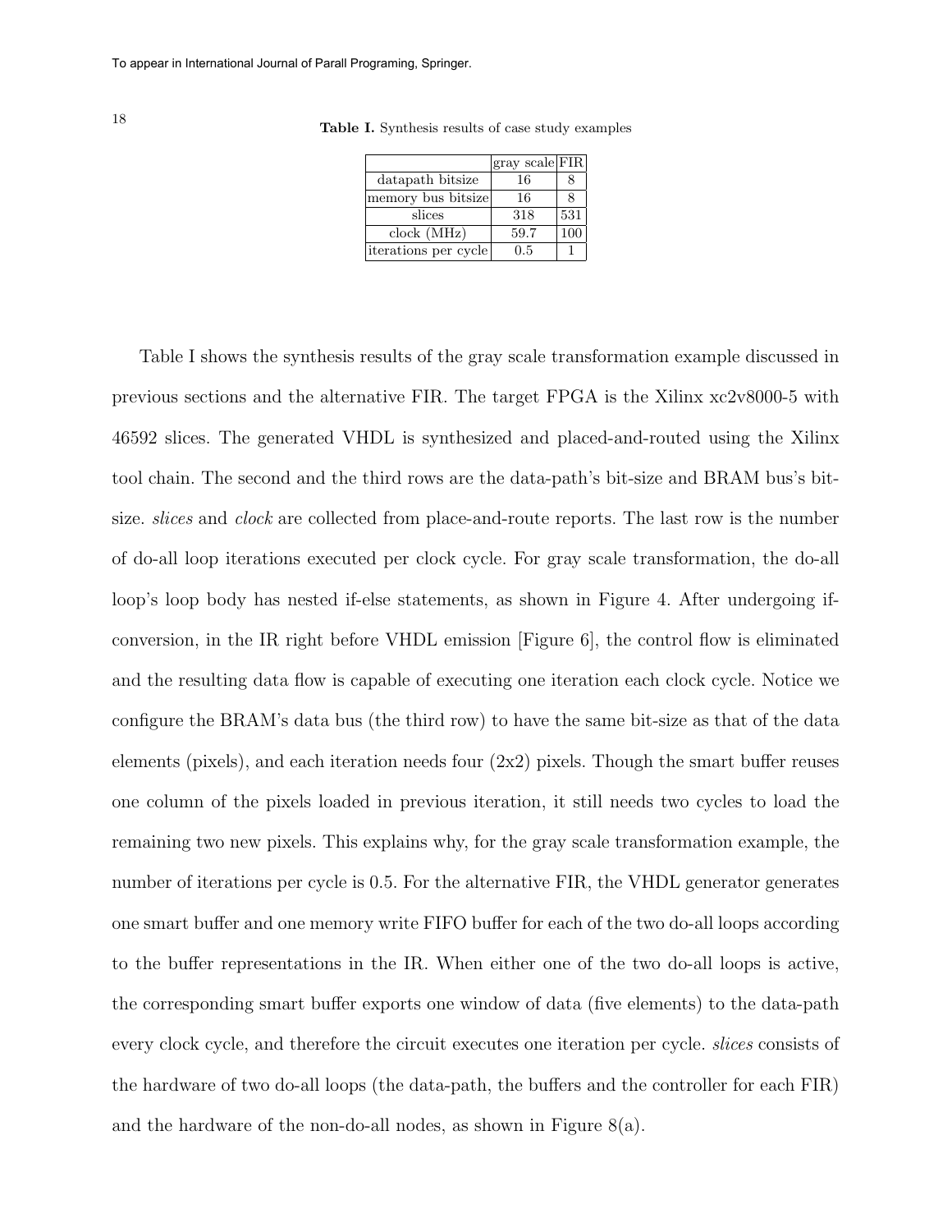**Table I.** Synthesis results of case study examples

| | gray scale | FIR |
|---|---|---|
| datapath bitsize | 16 | 8 |
| memory bus bitsize | 16 | 8 |
| slices | 318 | 531 |
| clock (MHz) | 59.7 | 100 |
| iterations per cycle | 0.5 | 1 |

Table I shows the synthesis results of the gray scale transformation example discussed in previous sections and the alternative FIR. The target FPGA is the Xilinx xc2v8000-5 with 46592 slices. The generated VHDL is synthesized and placed-and-routed using the Xilinx tool chain. The second and the third rows are the data-path's bit-size and BRAM bus's bit-size. *slices* and *clock* are collected from place-and-route reports. The last row is the number of do-all loop iterations executed per clock cycle. For gray scale transformation, the do-all loop's loop body has nested if-else statements, as shown in Figure 4. After undergoing if-conversion, in the IR right before VHDL emission [Figure 6], the control flow is eliminated and the resulting data flow is capable of executing one iteration each clock cycle. Notice we configure the BRAM's data bus (the third row) to have the same bit-size as that of the data elements (pixels), and each iteration needs four (2x2) pixels. Though the smart buffer reuses one column of the pixels loaded in previous iteration, it still needs two cycles to load the remaining two new pixels. This explains why, for the gray scale transformation example, the number of iterations per cycle is 0.5. For the alternative FIR, the VHDL generator generates one smart buffer and one memory write FIFO buffer for each of the two do-all loops according to the buffer representations in the IR. When either one of the two do-all loops is active, the corresponding smart buffer exports one window of data (five elements) to the data-path every clock cycle, and therefore the circuit executes one iteration per cycle. *slices* consists of the hardware of two do-all loops (the data-path, the buffers and the controller for each FIR) and the hardware of the non-do-all nodes, as shown in Figure 8(a).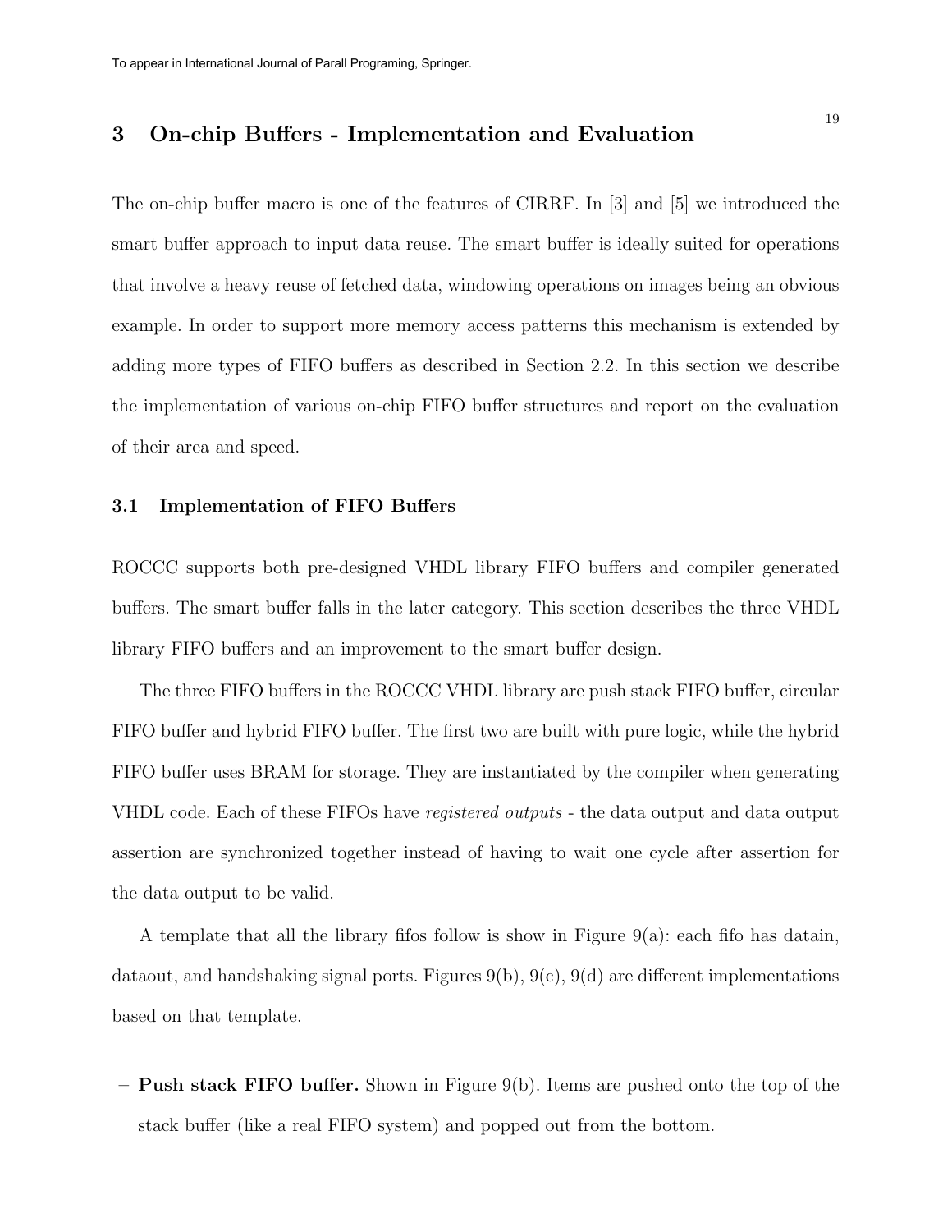## 3 On-chip Buffers - Implementation and Evaluation

The on-chip buffer macro is one of the features of CIRRF. In [3] and [5] we introduced the smart buffer approach to input data reuse. The smart buffer is ideally suited for operations that involve a heavy reuse of fetched data, windowing operations on images being an obvious example. In order to support more memory access patterns this mechanism is extended by adding more types of FIFO buffers as described in Section 2.2. In this section we describe the implementation of various on-chip FIFO buffer structures and report on the evaluation of their area and speed.

### 3.1 Implementation of FIFO Buffers

ROCCC supports both pre-designed VHDL library FIFO buffers and compiler generated buffers. The smart buffer falls in the later category. This section describes the three VHDL library FIFO buffers and an improvement to the smart buffer design.

The three FIFO buffers in the ROCCC VHDL library are push stack FIFO buffer, circular FIFO buffer and hybrid FIFO buffer. The first two are built with pure logic, while the hybrid FIFO buffer uses BRAM for storage. They are instantiated by the compiler when generating VHDL code. Each of these FIFOs have *registered outputs* - the data output and data output assertion are synchronized together instead of having to wait one cycle after assertion for the data output to be valid.

A template that all the library fifos follow is show in Figure 9(a): each fifo has datain, dataout, and handshaking signal ports. Figures 9(b), 9(c), 9(d) are different implementations based on that template.

- **Push stack FIFO buffer.** Shown in Figure 9(b). Items are pushed onto the top of the stack buffer (like a real FIFO system) and popped out from the bottom.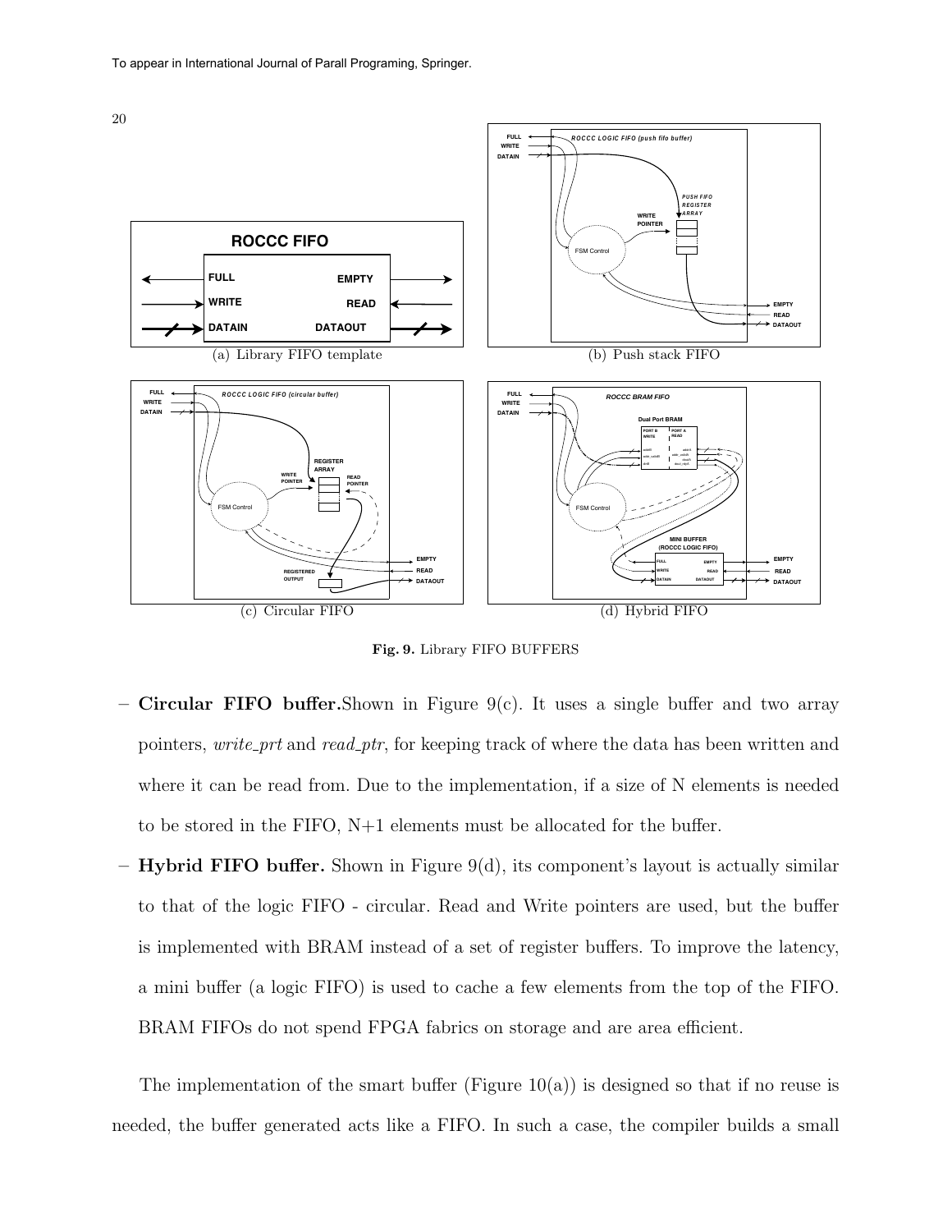(a) Library FIFO template

(b) Push stack FIFO

(c) Circular FIFO

(d) Hybrid FIFO

**Fig. 9.** Library FIFO BUFFERS

- **Circular FIFO buffer.** Shown in Figure 9(c). It uses a single buffer and two array pointers, *write_prt* and *read_ptr*, for keeping track of where the data has been written and where it can be read from. Due to the implementation, if a size of N elements is needed to be stored in the FIFO, N+1 elements must be allocated for the buffer.
- **Hybrid FIFO buffer.** Shown in Figure 9(d), its component's layout is actually similar to that of the logic FIFO - circular. Read and Write pointers are used, but the buffer is implemented with BRAM instead of a set of register buffers. To improve the latency, a mini buffer (a logic FIFO) is used to cache a few elements from the top of the FIFO. BRAM FIFOs do not spend FPGA fabrics on storage and are area efficient.

The implementation of the smart buffer (Figure 10(a)) is designed so that if no reuse is needed, the buffer generated acts like a FIFO. In such a case, the compiler builds a small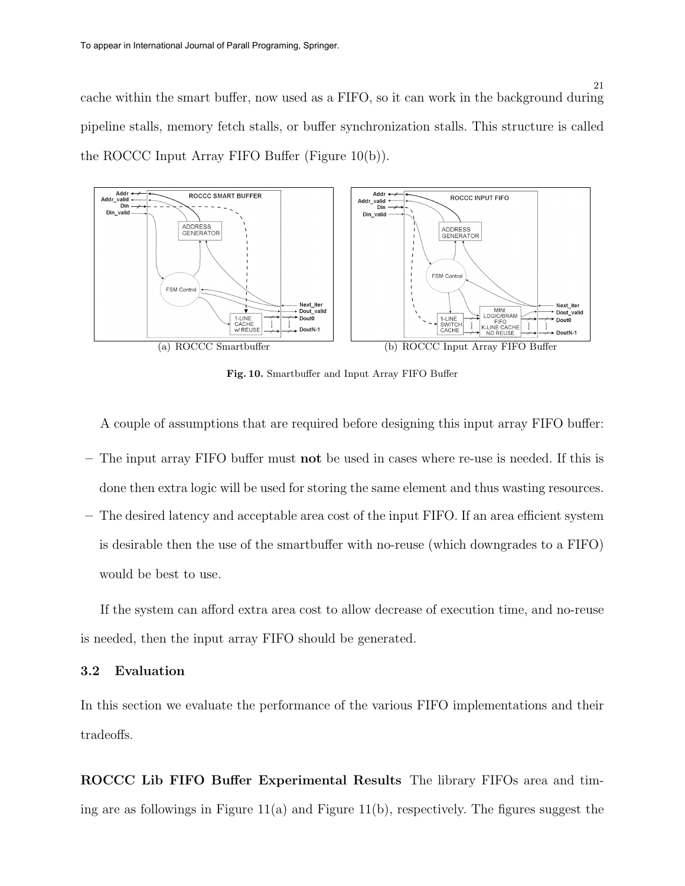cache within the smart buffer, now used as a FIFO, so it can work in the background during pipeline stalls, memory fetch stalls, or buffer synchronization stalls. This structure is called the ROCCC Input Array FIFO Buffer (Figure 10(b)).

(a) ROCCC Smartbuffer

(b) ROCCC Input Array FIFO Buffer

**Fig. 10.** Smartbuffer and Input Array FIFO Buffer

A couple of assumptions that are required before designing this input array FIFO buffer:

- The input array FIFO buffer must **not** be used in cases where re-use is needed. If this is done then extra logic will be used for storing the same element and thus wasting resources.
- The desired latency and acceptable area cost of the input FIFO. If an area efficient system is desirable then the use of the smartbuffer with no-reuse (which downgrades to a FIFO) would be best to use.

If the system can afford extra area cost to allow decrease of execution time, and no-reuse is needed, then the input array FIFO should be generated.

### 3.2 Evaluation

In this section we evaluate the performance of the various FIFO implementations and their tradeoffs.

**ROCCC Lib FIFO Buffer Experimental Results** The library FIFOs area and timing are as followings in Figure 11(a) and Figure 11(b), respectively. The figures suggest the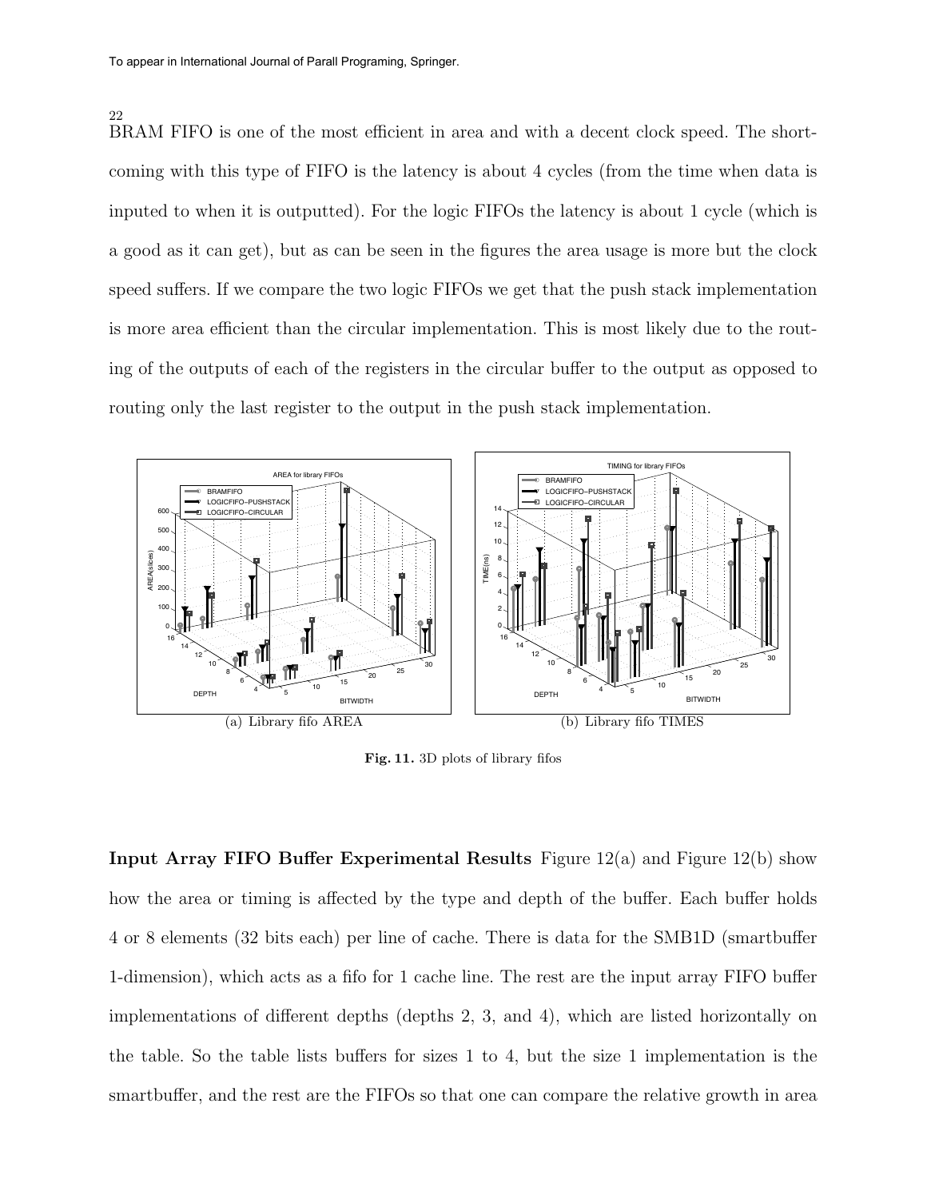BRAM FIFO is one of the most efficient in area and with a decent clock speed. The shortcoming with this type of FIFO is the latency is about 4 cycles (from the time when data is inputed to when it is outputted). For the logic FIFOs the latency is about 1 cycle (which is a good as it can get), but as can be seen in the figures the area usage is more but the clock speed suffers. If we compare the two logic FIFOs we get that the push stack implementation is more area efficient than the circular implementation. This is most likely due to the routing of the outputs of each of the registers in the circular buffer to the output as opposed to routing only the last register to the output in the push stack implementation.

(a) Library fifo AREA

(b) Library fifo TIMES

**Fig. 11.** 3D plots of library fifos

**Input Array FIFO Buffer Experimental Results** Figure 12(a) and Figure 12(b) show how the area or timing is affected by the type and depth of the buffer. Each buffer holds 4 or 8 elements (32 bits each) per line of cache. There is data for the SMB1D (smartbuffer 1-dimension), which acts as a fifo for 1 cache line. The rest are the input array FIFO buffer implementations of different depths (depths 2, 3, and 4), which are listed horizontally on the table. So the table lists buffers for sizes 1 to 4, but the size 1 implementation is the smartbuffer, and the rest are the FIFOs so that one can compare the relative growth in area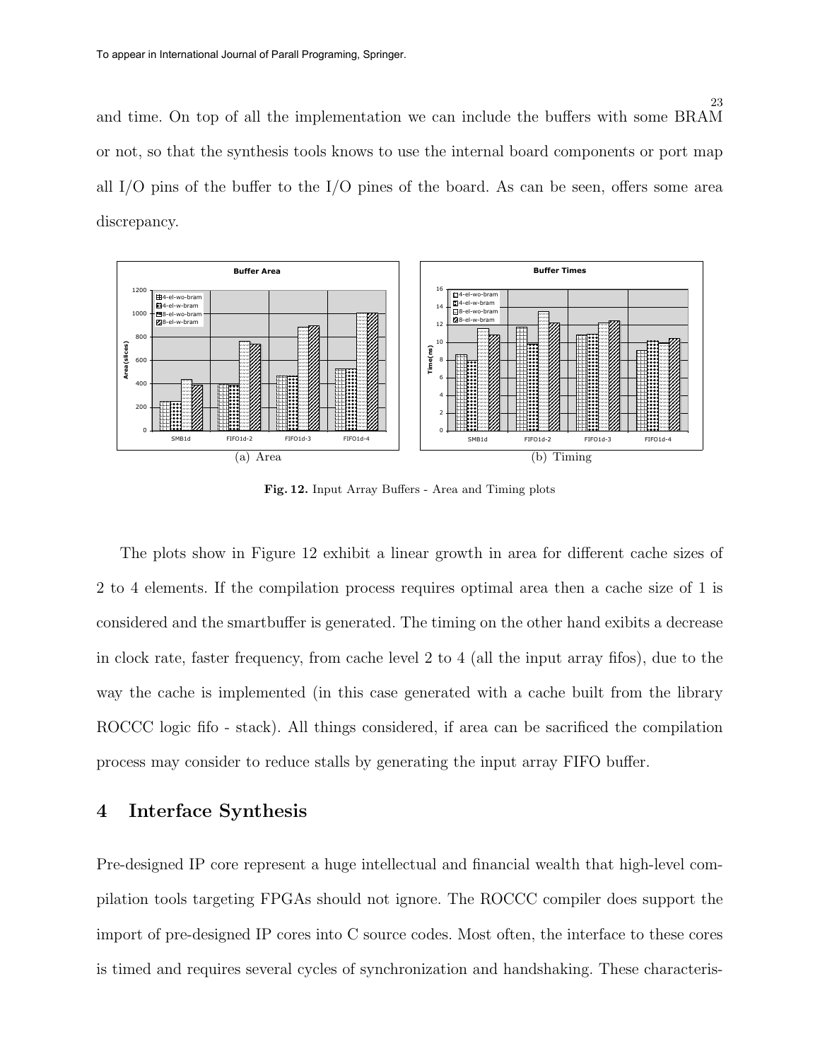and time. On top of all the implementation we can include the buffers with some BRAM or not, so that the synthesis tools knows to use the internal board components or port map all I/O pins of the buffer to the I/O pines of the board. As can be seen, offers some area discrepancy.

(a) Area

(b) Timing

**Fig. 12.** Input Array Buffers - Area and Timing plots

The plots show in Figure 12 exhibit a linear growth in area for different cache sizes of 2 to 4 elements. If the compilation process requires optimal area then a cache size of 1 is considered and the smartbuffer is generated. The timing on the other hand exibits a decrease in clock rate, faster frequency, from cache level 2 to 4 (all the input array fifos), due to the way the cache is implemented (in this case generated with a cache built from the library ROCCC logic fifo - stack). All things considered, if area can be sacrificed the compilation process may consider to reduce stalls by generating the input array FIFO buffer.

## 4 Interface Synthesis

Pre-designed IP core represent a huge intellectual and financial wealth that high-level compilation tools targeting FPGAs should not ignore. The ROCCC compiler does support the import of pre-designed IP cores into C source codes. Most often, the interface to these cores is timed and requires several cycles of synchronization and handshaking. These characteris-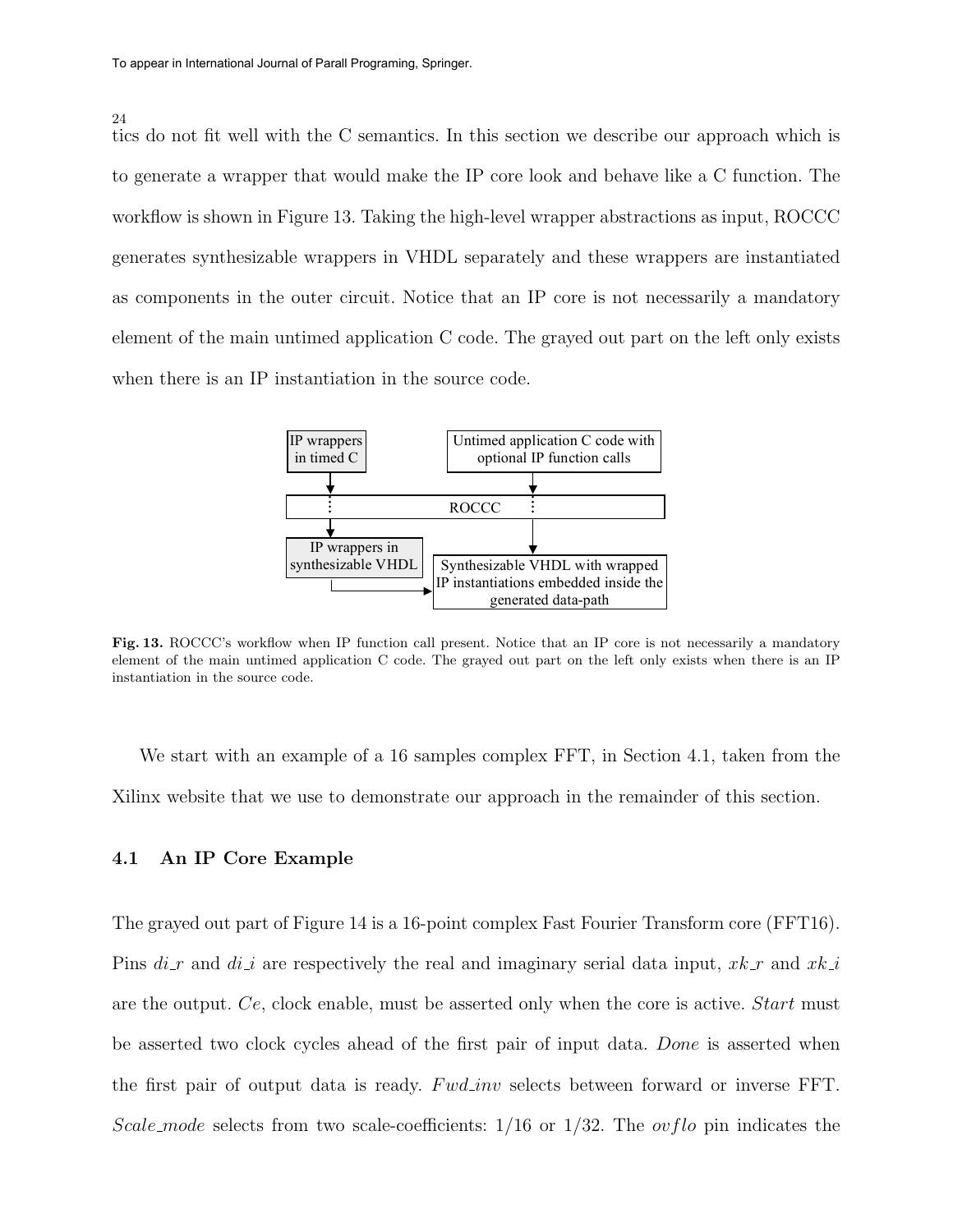tics do not fit well with the C semantics. In this section we describe our approach which is to generate a wrapper that would make the IP core look and behave like a C function. The workflow is shown in Figure 13. Taking the high-level wrapper abstractions as input, ROCCC generates synthesizable wrappers in VHDL separately and these wrappers are instantiated as components in the outer circuit. Notice that an IP core is not necessarily a mandatory element of the main untimed application C code. The grayed out part on the left only exists when there is an IP instantiation in the source code.

IP wrappers in timed C

Untimed application C code with optional IP function calls

ROCCC

IP wrappers in synthesizable VHDL

Synthesizable VHDL with wrapped IP instantiations embedded inside the generated data-path

**Fig. 13.** ROCCC's workflow when IP function call present. Notice that an IP core is not necessarily a mandatory element of the main untimed application C code. The grayed out part on the left only exists when there is an IP instantiation in the source code.

We start with an example of a 16 samples complex FFT, in Section 4.1, taken from the Xilinx website that we use to demonstrate our approach in the remainder of this section.

### 4.1 An IP Core Example

The grayed out part of Figure 14 is a 16-point complex Fast Fourier Transform core (FFT16). Pins $di\_r$ and $di\_i$ are respectively the real and imaginary serial data input, $xk\_r$ and $xk\_i$ are the output. $Ce$, clock enable, must be asserted only when the core is active. $Start$ must be asserted two clock cycles ahead of the first pair of input data. $Done$ is asserted when the first pair of output data is ready. $Fwd\_inv$ selects between forward or inverse FFT. $Scale\_mode$ selects from two scale-coefficients: 1/16 or 1/32. The $ovflo$ pin indicates the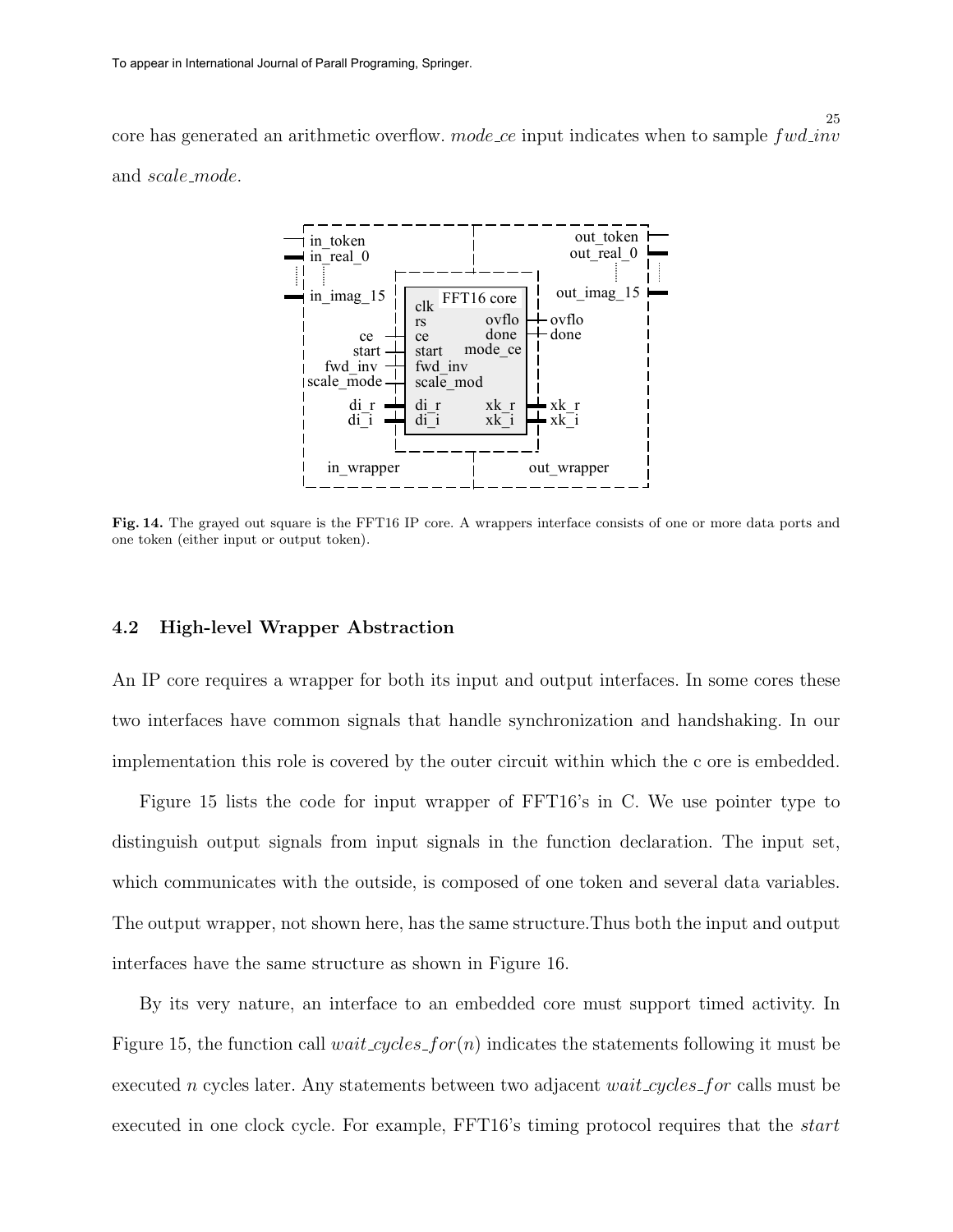core has generated an arithmetic overflow. *mode_ce* input indicates when to sample *fwd_inv* and *scale_mode*.

**Fig. 14.** The grayed out square is the FFT16 IP core. A wrappers interface consists of one or more data ports and one token (either input or output token).

### 4.2 High-level Wrapper Abstraction

An IP core requires a wrapper for both its input and output interfaces. In some cores these two interfaces have common signals that handle synchronization and handshaking. In our implementation this role is covered by the outer circuit within which the c ore is embedded.

Figure 15 lists the code for input wrapper of FFT16's in C. We use pointer type to distinguish output signals from input signals in the function declaration. The input set, which communicates with the outside, is composed of one token and several data variables. The output wrapper, not shown here, has the same structure.Thus both the input and output interfaces have the same structure as shown in Figure 16.

By its very nature, an interface to an embedded core must support timed activity. In Figure 15, the function call *wait_cycles_for*($n$) indicates the statements following it must be executed $n$ cycles later. Any statements between two adjacent *wait_cycles_for* calls must be executed in one clock cycle. For example, FFT16's timing protocol requires that the *start*